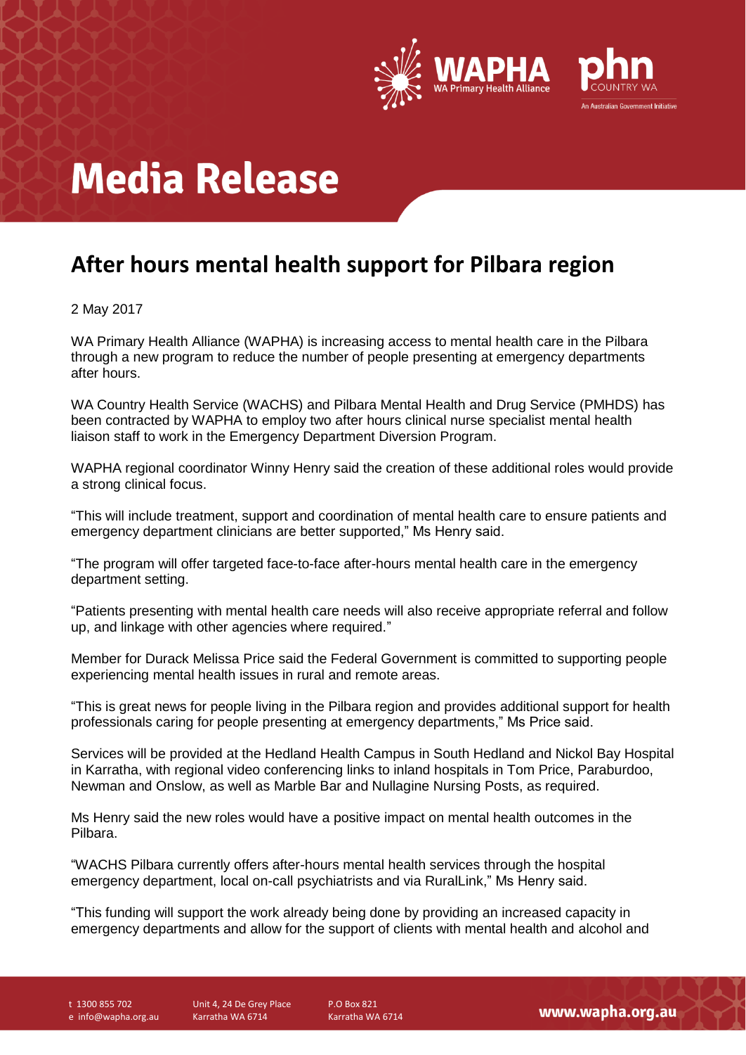# Media Release

## After hours mental health support for Pilbara region

2 May 2017

WA Primary Health Alliance (WAPHA) is increasing access to mental health care in the Pilbara through a new program to reduce the number of people presenting at emergency departments after hours.

WA Country Health Service (WACHS) and Pilbara Mental Health and Drug Service (PMHDS) has been contracted by WAPHA to employ two after hours clinical nurse specialist mental health liaison staff to work in the Emergency Department Diversion Program.

WAPHA regional coordinator Winny Henry said the creation of these additional roles would provide a strong clinical focus.

"This will include treatment, support and coordination of mental health care to ensure patients and emergency department clinicians are better supported," Ms Henry said.

"The program will offer targeted face-to-face after-hours mental health care in the emergency department setting.

"Patients presenting with mental health care needs will also receive appropriate referral and follow up, and linkage with other agencies where required."

Member for Durack Melissa Price said the Federal Government is committed to supporting people experiencing mental health issues in rural and remote areas.

"This is great news for people living in the Pilbara region and provides additional support for health professionals caring for people presenting at emergency departments," Ms Price said.

Services will be provided at the Hedland Health Campus in South Hedland and Nickol Bay Hospital in Karratha, with regional video conferencing links to inland hospitals in Tom Price, Paraburdoo, Newman and Onslow, as well as Marble Bar and Nullagine Nursing Posts, as required.

Ms Henry said the new roles would have a positive impact on mental health outcomes in the Pilbara.

"WACHS Pilbara currently offers after-hours mental health services through the hospital emergency department, local on-call psychiatrists and via RuralLink," Ms Henry said.

"This funding will support the work already being done by providing an increased capacity in emergency departments and allow for the support of clients with mental health and alcohol and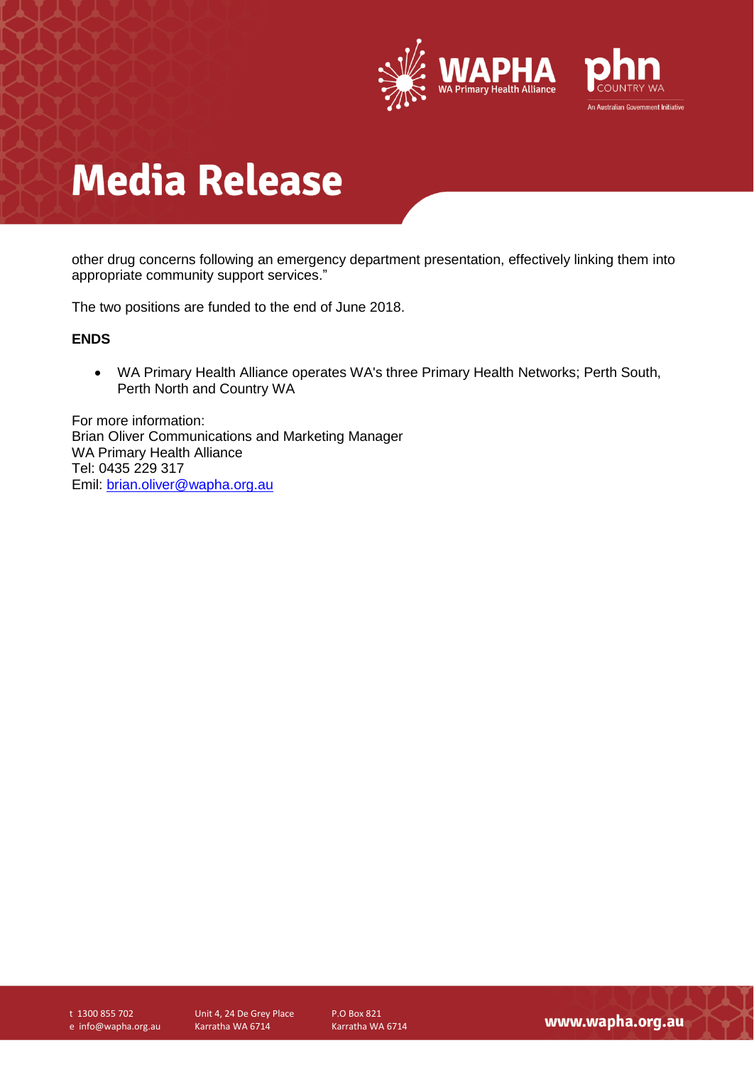other drug concerns following an emergency department presentation, effectively linking them into appropriate community support services."

The two positions are funded to the end of June 2018.

**ENDS**

- WA Primary Health Alliance operates WA's three Primary Health Networks; Perth South, Perth North and Country WA

For more information:
Brian Oliver Communications and Marketing Manager
WA Primary Health Alliance
Tel: 0435 229 317
Emil: brian.oliver@wapha.org.au